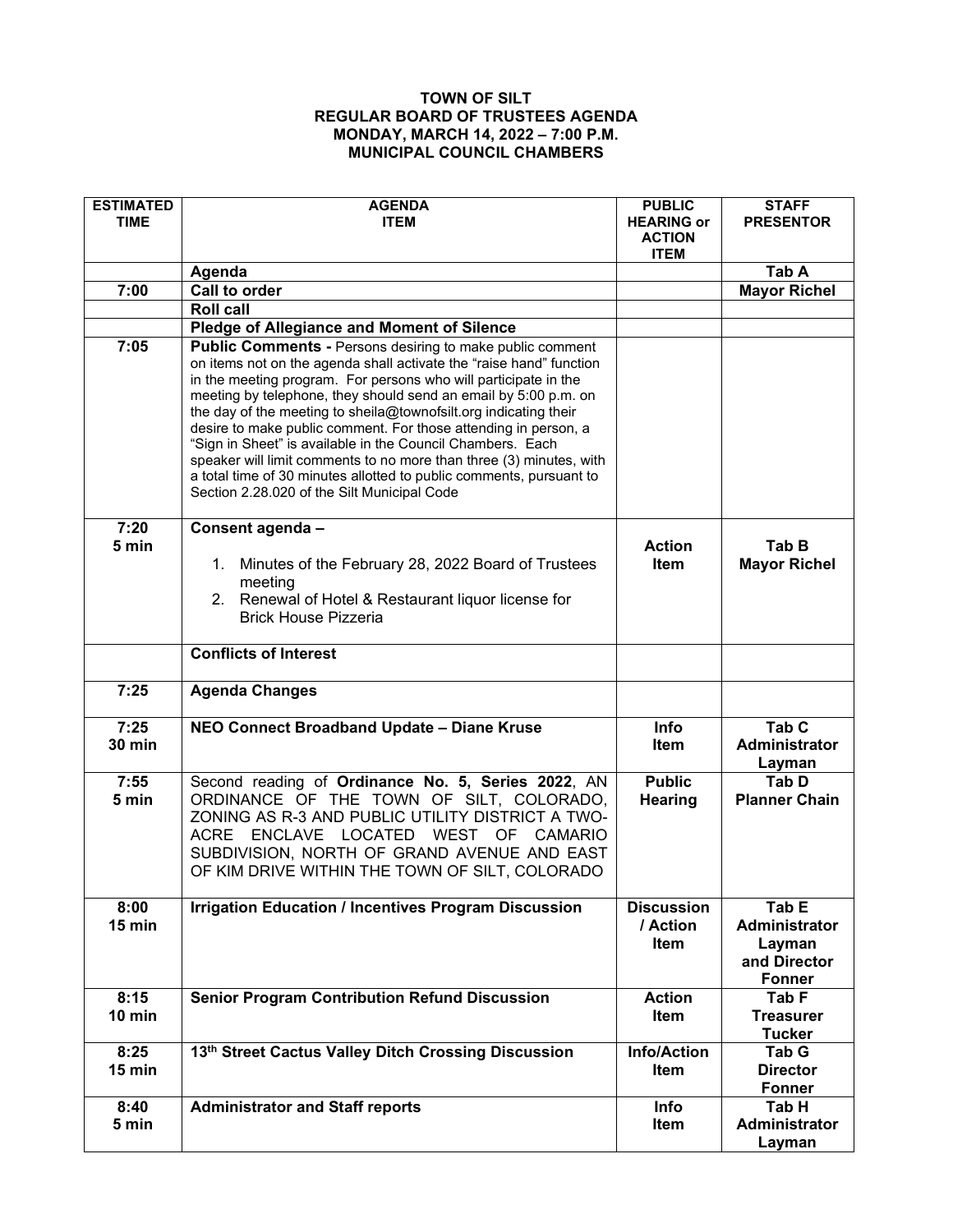**TOWN OF SILT**
**REGULAR BOARD OF TRUSTEES AGENDA**
**MONDAY, MARCH 14, 2022 – 7:00 P.M.**
**MUNICIPAL COUNCIL CHAMBERS**

| ESTIMATED TIME | AGENDA ITEM | PUBLIC HEARING or ACTION ITEM | STAFF PRESENTOR |
|---|---|---|---|
| | **Agenda** | | **Tab A** |
| **7:00** | **Call to order** | | **Mayor Richel** |
| | **Roll call** | | |
| | **Pledge of Allegiance and Moment of Silence** | | |
| **7:05** | **Public Comments -** Persons desiring to make public comment on items not on the agenda shall activate the "raise hand" function in the meeting program. For persons who will participate in the meeting by telephone, they should send an email by 5:00 p.m. on the day of the meeting to sheila@townofsilt.org indicating their desire to make public comment. For those attending in person, a "Sign in Sheet" is available in the Council Chambers. Each speaker will limit comments to no more than three (3) minutes, with a total time of 30 minutes allotted to public comments, pursuant to Section 2.28.020 of the Silt Municipal Code | | |
| **7:20 5 min** | **Consent agenda –** 1. Minutes of the February 28, 2022 Board of Trustees meeting 2. Renewal of Hotel & Restaurant liquor license for Brick House Pizzeria | **Action Item** | **Tab B Mayor Richel** |
| | **Conflicts of Interest** | | |
| **7:25** | **Agenda Changes** | | |
| **7:25 30 min** | **NEO Connect Broadband Update – Diane Kruse** | **Info Item** | **Tab C Administrator Layman** |
| **7:55 5 min** | Second reading of **Ordinance No. 5, Series 2022**, AN ORDINANCE OF THE TOWN OF SILT, COLORADO, ZONING AS R-3 AND PUBLIC UTILITY DISTRICT A TWO-ACRE ENCLAVE LOCATED WEST OF CAMARIO SUBDIVISION, NORTH OF GRAND AVENUE AND EAST OF KIM DRIVE WITHIN THE TOWN OF SILT, COLORADO | **Public Hearing** | **Tab D Planner Chain** |
| **8:00 15 min** | **Irrigation Education / Incentives Program Discussion** | **Discussion / Action Item** | **Tab E Administrator Layman and Director Fonner** |
| **8:15 10 min** | **Senior Program Contribution Refund Discussion** | **Action Item** | **Tab F Treasurer Tucker** |
| **8:25 15 min** | **13th Street Cactus Valley Ditch Crossing Discussion** | **Info/Action Item** | **Tab G Director Fonner** |
| **8:40 5 min** | **Administrator and Staff reports** | **Info Item** | **Tab H Administrator Layman** |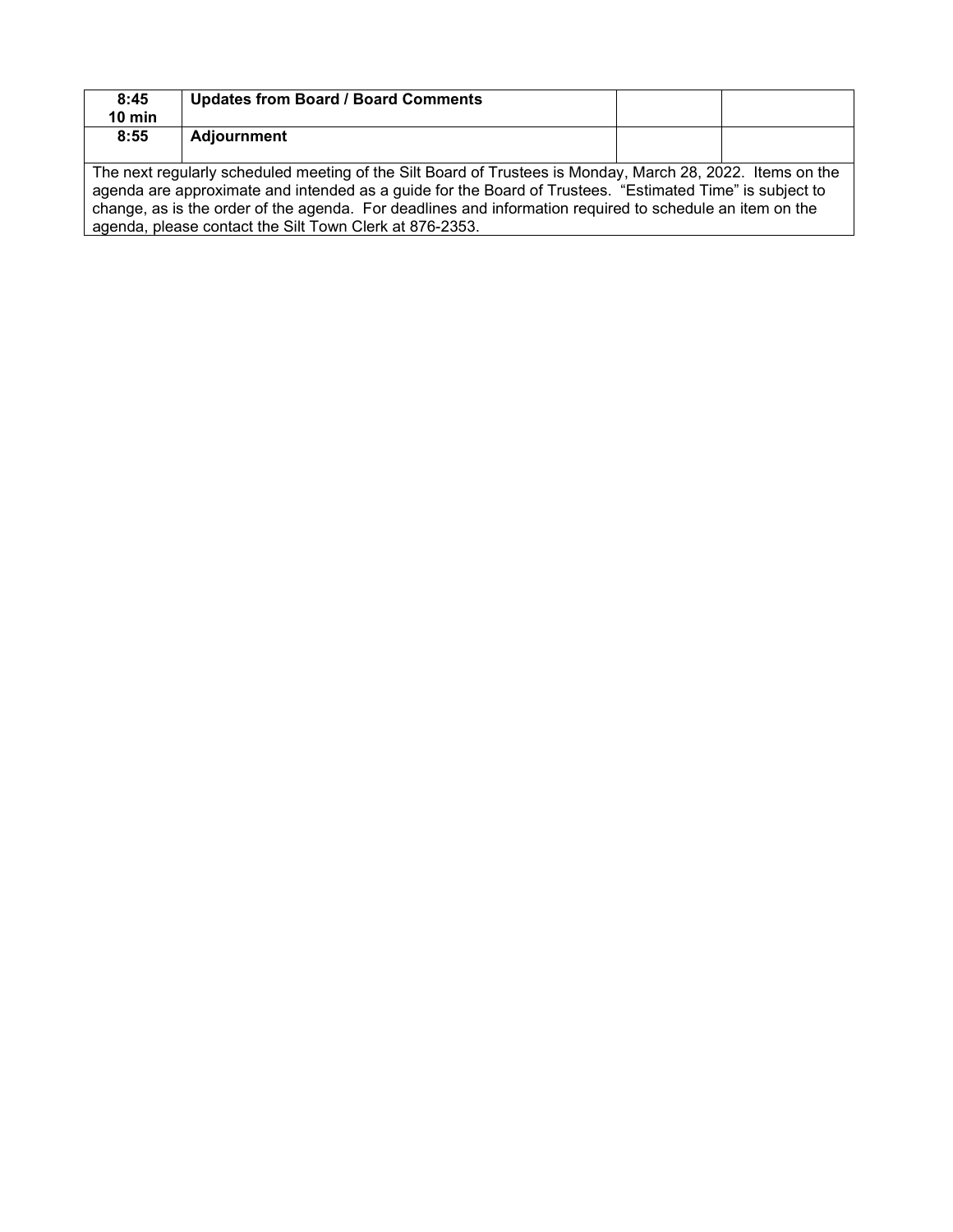| | | | |
|---|---|---|---|
| **8:45 10 min** | **Updates from Board / Board Comments** | | |
| **8:55** | **Adjournment** | | |

The next regularly scheduled meeting of the Silt Board of Trustees is Monday, March 28, 2022. Items on the agenda are approximate and intended as a guide for the Board of Trustees. "Estimated Time" is subject to change, as is the order of the agenda. For deadlines and information required to schedule an item on the agenda, please contact the Silt Town Clerk at 876-2353.